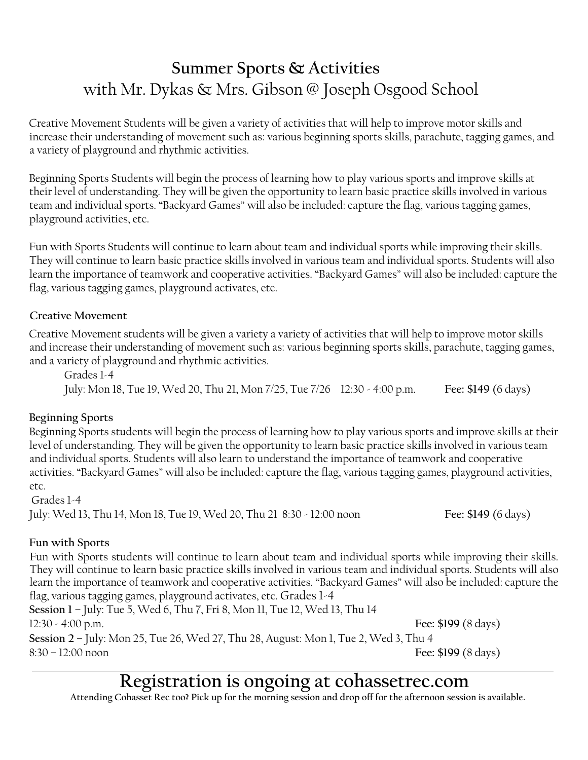# Summer Sports & Activities
## with Mr. Dykas & Mrs. Gibson @ Joseph Osgood School

Creative Movement Students will be given a variety of activities that will help to improve motor skills and increase their understanding of movement such as: various beginning sports skills, parachute, tagging games, and a variety of playground and rhythmic activities.

Beginning Sports Students will begin the process of learning how to play various sports and improve skills at their level of understanding. They will be given the opportunity to learn basic practice skills involved in various team and individual sports. "Backyard Games" will also be included: capture the flag, various tagging games, playground activities, etc.

Fun with Sports Students will continue to learn about team and individual sports while improving their skills. They will continue to learn basic practice skills involved in various team and individual sports. Students will also learn the importance of teamwork and cooperative activities. "Backyard Games" will also be included: capture the flag, various tagging games, playground activates, etc.

### Creative Movement

Creative Movement students will be given a variety a variety of activities that will help to improve motor skills and increase their understanding of movement such as: various beginning sports skills, parachute, tagging games, and a variety of playground and rhythmic activities.

Grades 1-4

July: Mon 18, Tue 19, Wed 20, Thu 21, Mon 7/25, Tue 7/26 12:30 - 4:00 p.m. **Fee: $149** (6 days)

### Beginning Sports

Beginning Sports students will begin the process of learning how to play various sports and improve skills at their level of understanding. They will be given the opportunity to learn basic practice skills involved in various team and individual sports. Students will also learn to understand the importance of teamwork and cooperative activities. "Backyard Games" will also be included: capture the flag, various tagging games, playground activities, etc.

Grades 1-4

July: Wed 13, Thu 14, Mon 18, Tue 19, Wed 20, Thu 21 8:30 - 12:00 noon **Fee: $149** (6 days)

### Fun with Sports

Fun with Sports students will continue to learn about team and individual sports while improving their skills. They will continue to learn basic practice skills involved in various team and individual sports. Students will also learn the importance of teamwork and cooperative activities. "Backyard Games" will also be included: capture the flag, various tagging games, playground activates, etc. Grades 1-4

**Session 1** – July: Tue 5, Wed 6, Thu 7, Fri 8, Mon 11, Tue 12, Wed 13, Thu 14
12:30 - 4:00 p.m. **Fee: $199** (8 days)

**Session 2** – July: Mon 25, Tue 26, Wed 27, Thu 28, August: Mon 1, Tue 2, Wed 3, Thu 4
8:30 – 12:00 noon **Fee: $199** (8 days)

---

## Registration is ongoing at cohassetrec.com

**Attending Cohasset Rec too? Pick up for the morning session and drop off for the afternoon session is available.**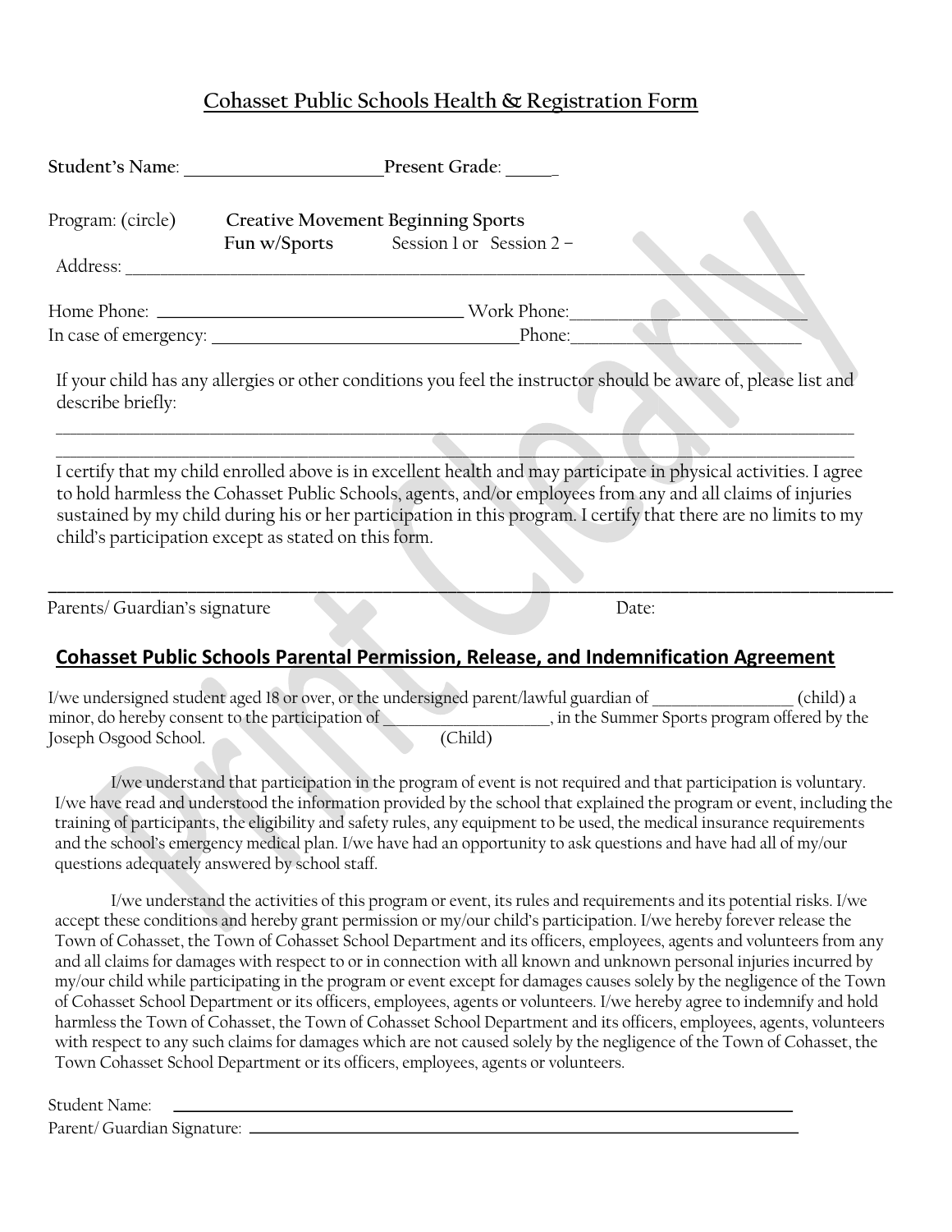## Cohasset Public Schools Health & Registration Form

**Student's Name**: ______________________ **Present Grade**: _____

Program: (circle) **Creative Movement Beginning Sports**
**Fun w/Sports** Session 1 or Session 2 –

Address: ________________________________________________________________

Home Phone: ________________________________ Work Phone: ___________________________

In case of emergency: ________________________________ Phone: ___________________________

If your child has any allergies or other conditions you feel the instructor should be aware of, please list and describe briefly:

______________________________________________________________________________________

______________________________________________________________________________________

I certify that my child enrolled above is in excellent health and may participate in physical activities. I agree to hold harmless the Cohasset Public Schools, agents, and/or employees from any and all claims of injuries sustained by my child during his or her participation in this program. I certify that there are no limits to my child's participation except as stated on this form.

______________________________________________________________________________________

Parents/ Guardian's signature Date:

## Cohasset Public Schools Parental Permission, Release, and Indemnification Agreement

I/we undersigned student aged 18 or over, or the undersigned parent/lawful guardian of _________________ (child) a minor, do hereby consent to the participation of ____________________, in the Summer Sports program offered by the Joseph Osgood School. (Child)

I/we understand that participation in the program of event is not required and that participation is voluntary. I/we have read and understood the information provided by the school that explained the program or event, including the training of participants, the eligibility and safety rules, any equipment to be used, the medical insurance requirements and the school's emergency medical plan. I/we have had an opportunity to ask questions and have had all of my/our questions adequately answered by school staff.

I/we understand the activities of this program or event, its rules and requirements and its potential risks. I/we accept these conditions and hereby grant permission or my/our child's participation. I/we hereby forever release the Town of Cohasset, the Town of Cohasset School Department and its officers, employees, agents and volunteers from any and all claims for damages with respect to or in connection with all known and unknown personal injuries incurred by my/our child while participating in the program or event except for damages causes solely by the negligence of the Town of Cohasset School Department or its officers, employees, agents or volunteers. I/we hereby agree to indemnify and hold harmless the Town of Cohasset, the Town of Cohasset School Department and its officers, employees, agents, volunteers with respect to any such claims for damages which are not caused solely by the negligence of the Town of Cohasset, the Town Cohasset School Department or its officers, employees, agents or volunteers.

Student Name: ______________________________________________________________

Parent/ Guardian Signature: ______________________________________________________